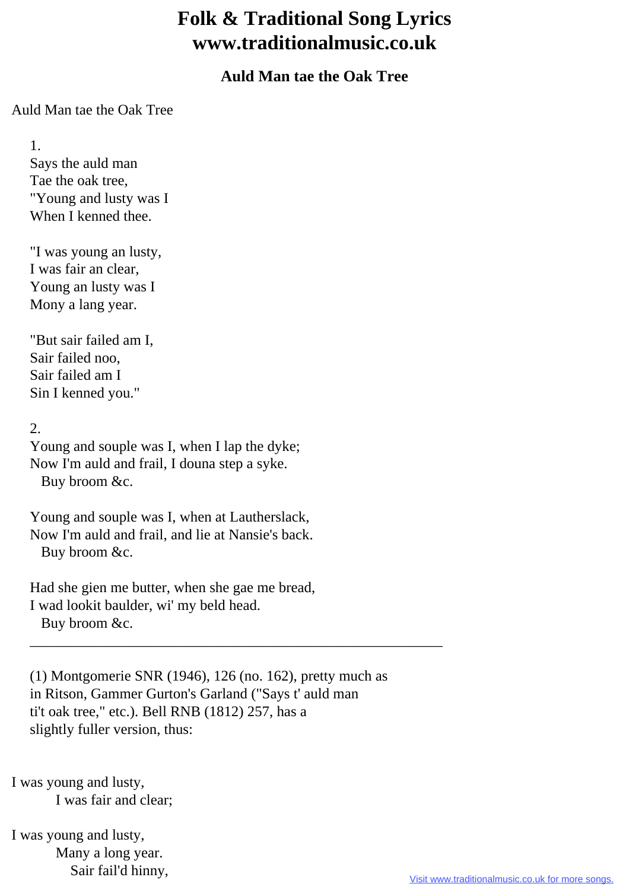# Folk & Traditional Song Lyrics
# www.traditionalmusic.co.uk

## Auld Man tae the Oak Tree

Auld Man tae the Oak Tree

1.
Says the auld man
Tae the oak tree,
"Young and lusty was I
When I kenned thee.

"I was young an lusty,
I was fair an clear,
Young an lusty was I
Mony a lang year.

"But sair failed am I,
Sair failed noo,
Sair failed am I
Sin I kenned you."

2.
Young and souple was I, when I lap the dyke;
Now I'm auld and frail, I douna step a syke.
Buy broom &c.

Young and souple was I, when at Lautherslack,
Now I'm auld and frail, and lie at Nansie's back.
Buy broom &c.

Had she gien me butter, when she gae me bread,
I wad lookit baulder, wi' my beld head.
Buy broom &c.

---

(1) Montgomerie SNR (1946), 126 (no. 162), pretty much as
in Ritson, Gammer Gurton's Garland ("Says t' auld man
ti't oak tree," etc.). Bell RNB (1812) 257, has a
slightly fuller version, thus:

I was young and lusty,
I was fair and clear;

I was young and lusty,
Many a long year.
Sair fail'd hinny,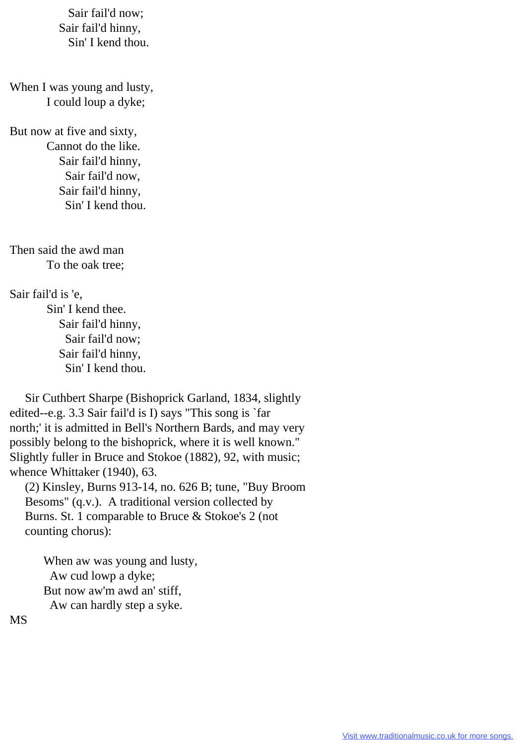Sair fail'd now;
Sair fail'd hinny,
Sin' I kend thou.

When I was young and lusty,
I could loup a dyke;

But now at five and sixty,
Cannot do the like.
Sair fail'd hinny,
Sair fail'd now,
Sair fail'd hinny,
Sin' I kend thou.

Then said the awd man
To the oak tree;

Sair fail'd is 'e,
Sin' I kend thee.
Sair fail'd hinny,
Sair fail'd now;
Sair fail'd hinny,
Sin' I kend thou.

Sir Cuthbert Sharpe (Bishoprick Garland, 1834, slightly edited--e.g. 3.3 Sair fail'd is I) says "This song is `far north;' it is admitted in Bell's Northern Bards, and may very possibly belong to the bishoprick, where it is well known." Slightly fuller in Bruce and Stokoe (1882), 92, with music; whence Whittaker (1940), 63.

(2) Kinsley, Burns 913-14, no. 626 B; tune, "Buy Broom Besoms" (q.v.). A traditional version collected by Burns. St. 1 comparable to Bruce & Stokoe's 2 (not counting chorus):

When aw was young and lusty,
Aw cud lowp a dyke;
But now aw'm awd an' stiff,
Aw can hardly step a syke.

MS